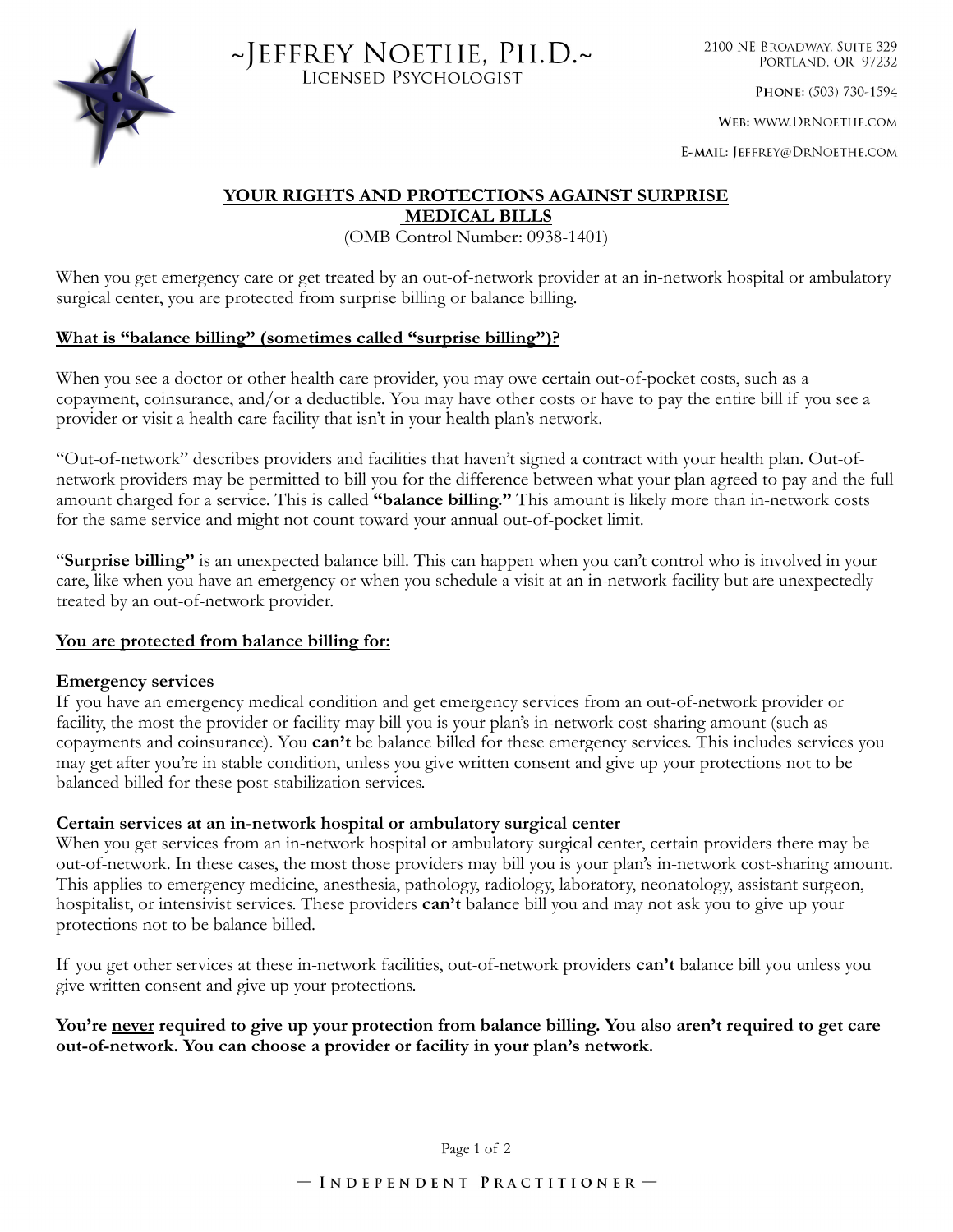# ~Jeffrey Noethe, Ph.D.~

Licensed Psychologist

2100 NE Broadway, Suite 329
Portland, OR 97232

**Phone:** (503) 730-1594

**Web:** www.DrNoethe.com

**E-mail:** Jeffrey@DrNoethe.com

## YOUR RIGHTS AND PROTECTIONS AGAINST SURPRISE MEDICAL BILLS

(OMB Control Number: 0938-1401)

When you get emergency care or get treated by an out-of-network provider at an in-network hospital or ambulatory surgical center, you are protected from surprise billing or balance billing.

### What is "balance billing" (sometimes called "surprise billing")?

When you see a doctor or other health care provider, you may owe certain out-of-pocket costs, such as a copayment, coinsurance, and/or a deductible. You may have other costs or have to pay the entire bill if you see a provider or visit a health care facility that isn't in your health plan's network.

"Out-of-network" describes providers and facilities that haven't signed a contract with your health plan. Out-of-network providers may be permitted to bill you for the difference between what your plan agreed to pay and the full amount charged for a service. This is called **"balance billing."** This amount is likely more than in-network costs for the same service and might not count toward your annual out-of-pocket limit.

"**Surprise billing"** is an unexpected balance bill. This can happen when you can't control who is involved in your care, like when you have an emergency or when you schedule a visit at an in-network facility but are unexpectedly treated by an out-of-network provider.

### You are protected from balance billing for:

**Emergency services**

If you have an emergency medical condition and get emergency services from an out-of-network provider or facility, the most the provider or facility may bill you is your plan's in-network cost-sharing amount (such as copayments and coinsurance). You **can't** be balance billed for these emergency services. This includes services you may get after you're in stable condition, unless you give written consent and give up your protections not to be balanced billed for these post-stabilization services.

**Certain services at an in-network hospital or ambulatory surgical center**

When you get services from an in-network hospital or ambulatory surgical center, certain providers there may be out-of-network. In these cases, the most those providers may bill you is your plan's in-network cost-sharing amount. This applies to emergency medicine, anesthesia, pathology, radiology, laboratory, neonatology, assistant surgeon, hospitalist, or intensivist services. These providers **can't** balance bill you and may not ask you to give up your protections not to be balance billed.

If you get other services at these in-network facilities, out-of-network providers **can't** balance bill you unless you give written consent and give up your protections.

**You're <u>never</u> required to give up your protection from balance billing. You also aren't required to get care out-of-network. You can choose a provider or facility in your plan's network.**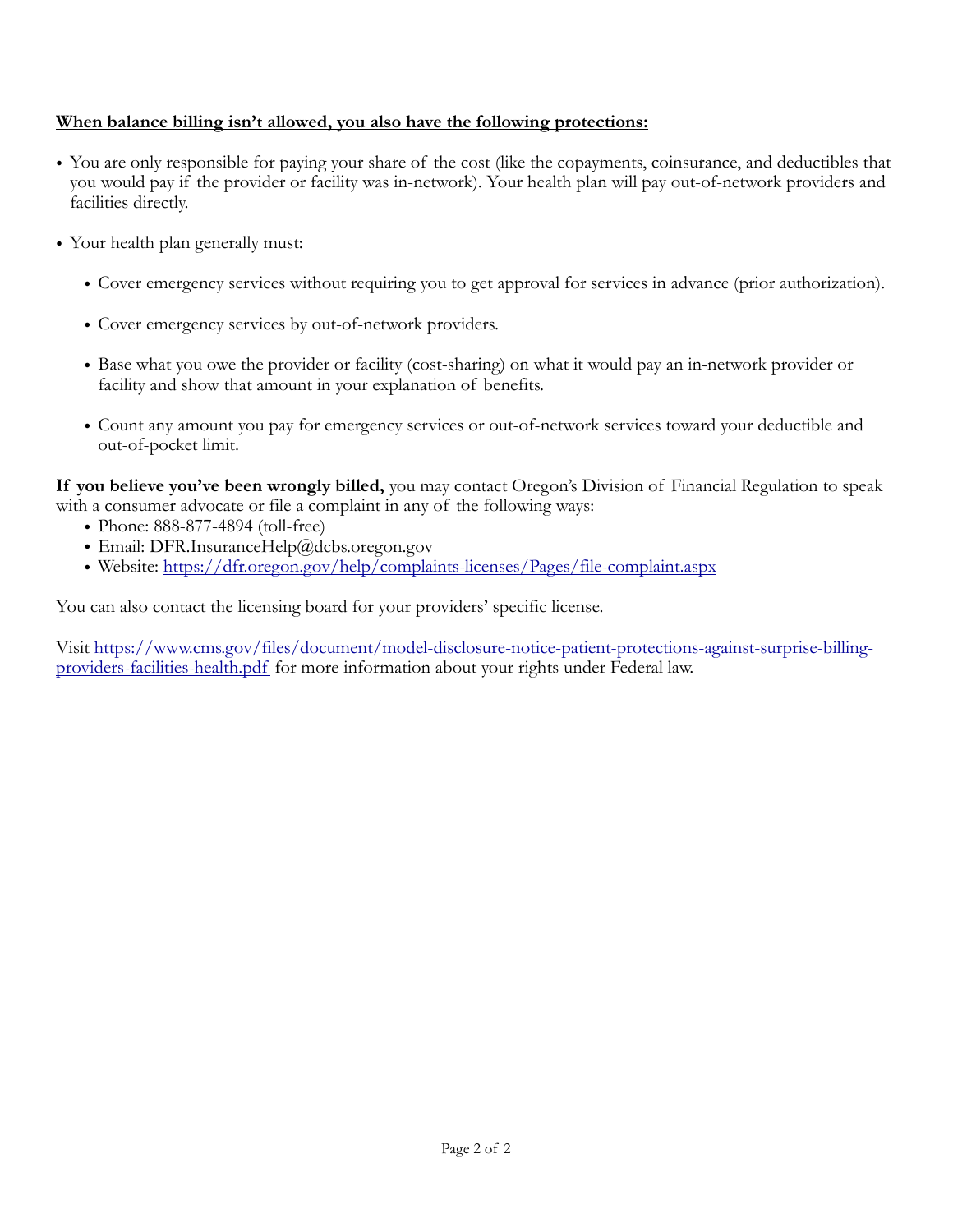**<u>When balance billing isn't allowed, you also have the following protections:</u>**

- You are only responsible for paying your share of the cost (like the copayments, coinsurance, and deductibles that you would pay if the provider or facility was in-network). Your health plan will pay out-of-network providers and facilities directly.

- Your health plan generally must:

  - Cover emergency services without requiring you to get approval for services in advance (prior authorization).

  - Cover emergency services by out-of-network providers.

  - Base what you owe the provider or facility (cost-sharing) on what it would pay an in-network provider or facility and show that amount in your explanation of benefits.

  - Count any amount you pay for emergency services or out-of-network services toward your deductible and out-of-pocket limit.

**If you believe you've been wrongly billed,** you may contact Oregon's Division of Financial Regulation to speak with a consumer advocate or file a complaint in any of the following ways:

- Phone: 888-877-4894 (toll-free)
- Email: DFR.InsuranceHelp@dcbs.oregon.gov
- Website: https://dfr.oregon.gov/help/complaints-licenses/Pages/file-complaint.aspx

You can also contact the licensing board for your providers' specific license.

Visit https://www.cms.gov/files/document/model-disclosure-notice-patient-protections-against-surprise-billing-providers-facilities-health.pdf for more information about your rights under Federal law.